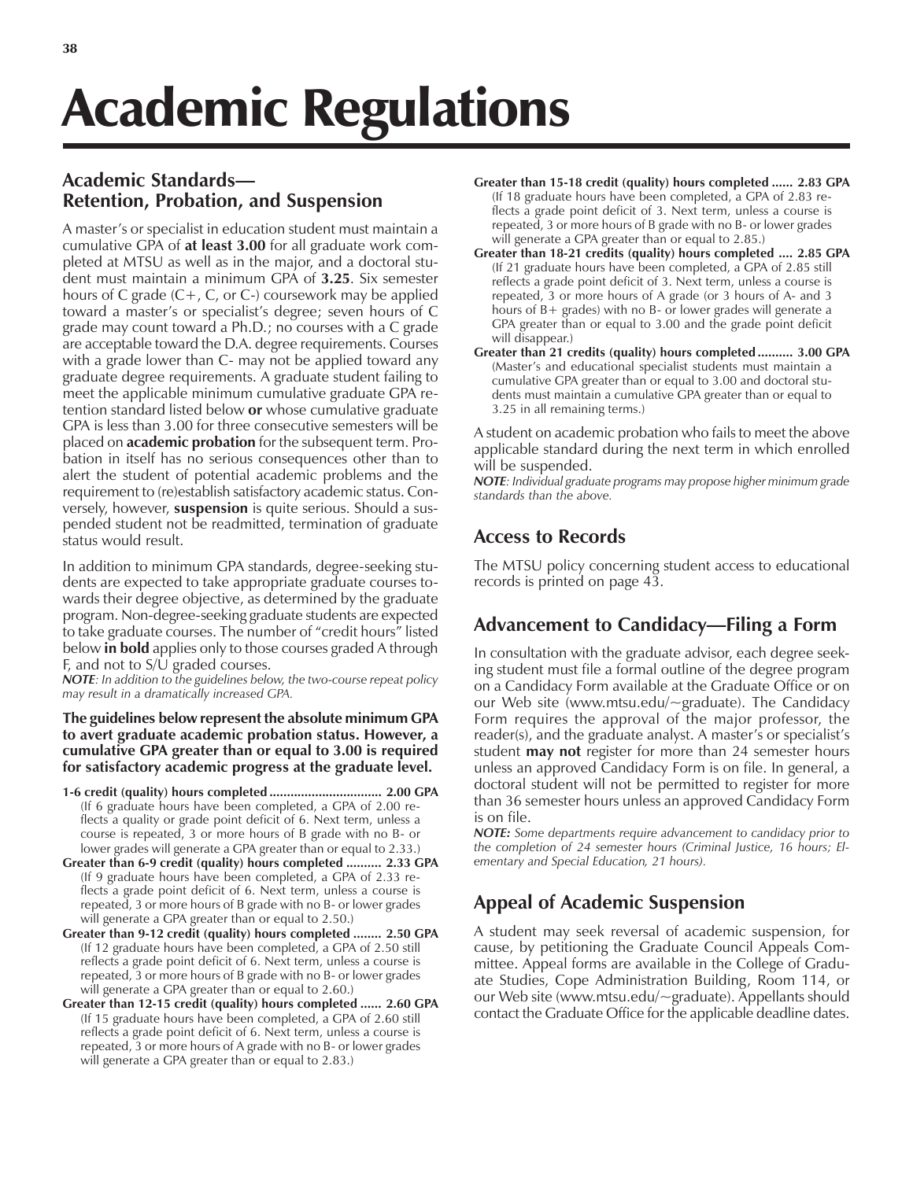# Academic Regulations

## Academic Standards—Retention, Probation, and Suspension

A master's or specialist in education student must maintain a cumulative GPA of **at least 3.00** for all graduate work completed at MTSU as well as in the major, and a doctoral student must maintain a minimum GPA of **3.25**. Six semester hours of C grade (C+, C, or C-) coursework may be applied toward a master's or specialist's degree; seven hours of C grade may count toward a Ph.D.; no courses with a C grade are acceptable toward the D.A. degree requirements. Courses with a grade lower than C- may not be applied toward any graduate degree requirements. A graduate student failing to meet the applicable minimum cumulative graduate GPA retention standard listed below **or** whose cumulative graduate GPA is less than 3.00 for three consecutive semesters will be placed on **academic probation** for the subsequent term. Probation in itself has no serious consequences other than to alert the student of potential academic problems and the requirement to (re)establish satisfactory academic status. Conversely, however, **suspension** is quite serious. Should a suspended student not be readmitted, termination of graduate status would result.

In addition to minimum GPA standards, degree-seeking students are expected to take appropriate graduate courses towards their degree objective, as determined by the graduate program. Non-degree-seeking graduate students are expected to take graduate courses. The number of "credit hours" listed below **in bold** applies only to those courses graded A through F, and not to S/U graded courses.

***NOTE**: In addition to the guidelines below, the two-course repeat policy may result in a dramatically increased GPA.*

**The guidelines below represent the absolute minimum GPA to avert graduate academic probation status. However, a cumulative GPA greater than or equal to 3.00 is required for satisfactory academic progress at the graduate level.**

**1-6 credit (quality) hours completed ............................... 2.00 GPA**
(If 6 graduate hours have been completed, a GPA of 2.00 reflects a quality or grade point deficit of 6. Next term, unless a course is repeated, 3 or more hours of B grade with no B- or lower grades will generate a GPA greater than or equal to 2.33.)

**Greater than 6-9 credit (quality) hours completed .......... 2.33 GPA**
(If 9 graduate hours have been completed, a GPA of 2.33 reflects a grade point deficit of 6. Next term, unless a course is repeated, 3 or more hours of B grade with no B- or lower grades will generate a GPA greater than or equal to 2.50.)

**Greater than 9-12 credit (quality) hours completed ........ 2.50 GPA**
(If 12 graduate hours have been completed, a GPA of 2.50 still reflects a grade point deficit of 6. Next term, unless a course is repeated, 3 or more hours of B grade with no B- or lower grades will generate a GPA greater than or equal to 2.60.)

**Greater than 12-15 credit (quality) hours completed ...... 2.60 GPA**
(If 15 graduate hours have been completed, a GPA of 2.60 still reflects a grade point deficit of 6. Next term, unless a course is repeated, 3 or more hours of A grade with no B- or lower grades will generate a GPA greater than or equal to 2.83.)

**Greater than 15-18 credit (quality) hours completed ...... 2.83 GPA**
(If 18 graduate hours have been completed, a GPA of 2.83 reflects a grade point deficit of 3. Next term, unless a course is repeated, 3 or more hours of B grade with no B- or lower grades will generate a GPA greater than or equal to 2.85.)

**Greater than 18-21 credits (quality) hours completed .... 2.85 GPA**
(If 21 graduate hours have been completed, a GPA of 2.85 still reflects a grade point deficit of 3. Next term, unless a course is repeated, 3 or more hours of A grade (or 3 hours of A- and 3 hours of B+ grades) with no B- or lower grades will generate a GPA greater than or equal to 3.00 and the grade point deficit will disappear.)

**Greater than 21 credits (quality) hours completed .......... 3.00 GPA**
(Master's and educational specialist students must maintain a cumulative GPA greater than or equal to 3.00 and doctoral students must maintain a cumulative GPA greater than or equal to 3.25 in all remaining terms.)

A student on academic probation who fails to meet the above applicable standard during the next term in which enrolled will be suspended.

***NOTE**: Individual graduate programs may propose higher minimum grade standards than the above.*

## Access to Records

The MTSU policy concerning student access to educational records is printed on page 43.

## Advancement to Candidacy—Filing a Form

In consultation with the graduate advisor, each degree seeking student must file a formal outline of the degree program on a Candidacy Form available at the Graduate Office or on our Web site (www.mtsu.edu/~graduate). The Candidacy Form requires the approval of the major professor, the reader(s), and the graduate analyst. A master's or specialist's student **may not** register for more than 24 semester hours unless an approved Candidacy Form is on file. In general, a doctoral student will not be permitted to register for more than 36 semester hours unless an approved Candidacy Form is on file.

***NOTE:** Some departments require advancement to candidacy prior to the completion of 24 semester hours (Criminal Justice, 16 hours; Elementary and Special Education, 21 hours).*

## Appeal of Academic Suspension

A student may seek reversal of academic suspension, for cause, by petitioning the Graduate Council Appeals Committee. Appeal forms are available in the College of Graduate Studies, Cope Administration Building, Room 114, or our Web site (www.mtsu.edu/~graduate). Appellants should contact the Graduate Office for the applicable deadline dates.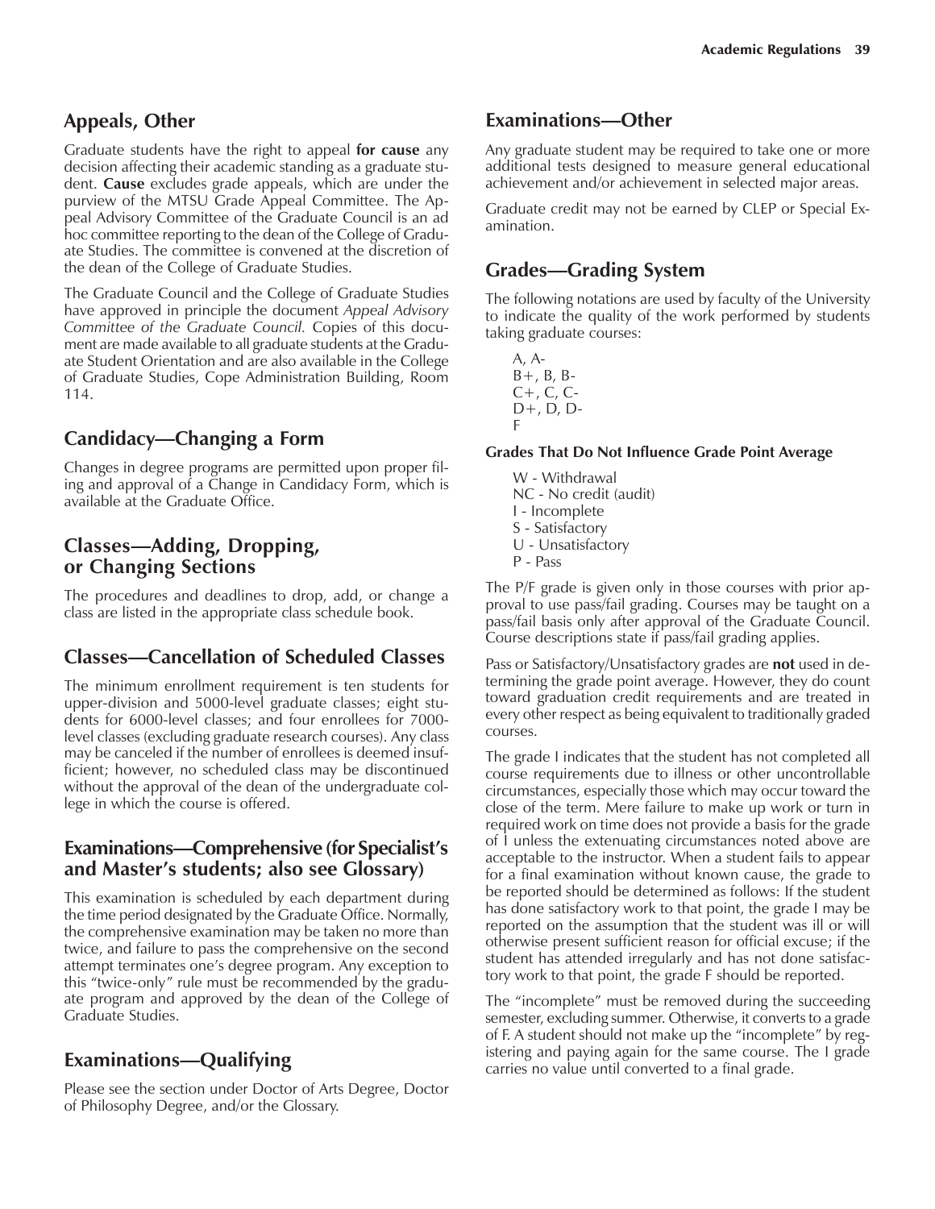## Appeals, Other

Graduate students have the right to appeal **for cause** any decision affecting their academic standing as a graduate student. **Cause** excludes grade appeals, which are under the purview of the MTSU Grade Appeal Committee. The Appeal Advisory Committee of the Graduate Council is an ad hoc committee reporting to the dean of the College of Graduate Studies. The committee is convened at the discretion of the dean of the College of Graduate Studies.

The Graduate Council and the College of Graduate Studies have approved in principle the document *Appeal Advisory Committee of the Graduate Council.* Copies of this document are made available to all graduate students at the Graduate Student Orientation and are also available in the College of Graduate Studies, Cope Administration Building, Room 114.

## Candidacy—Changing a Form

Changes in degree programs are permitted upon proper filing and approval of a Change in Candidacy Form, which is available at the Graduate Office.

## Classes—Adding, Dropping, or Changing Sections

The procedures and deadlines to drop, add, or change a class are listed in the appropriate class schedule book.

## Classes—Cancellation of Scheduled Classes

The minimum enrollment requirement is ten students for upper-division and 5000-level graduate classes; eight students for 6000-level classes; and four enrollees for 7000-level classes (excluding graduate research courses). Any class may be canceled if the number of enrollees is deemed insufficient; however, no scheduled class may be discontinued without the approval of the dean of the undergraduate college in which the course is offered.

## Examinations—Comprehensive (for Specialist's and Master's students; also see Glossary)

This examination is scheduled by each department during the time period designated by the Graduate Office. Normally, the comprehensive examination may be taken no more than twice, and failure to pass the comprehensive on the second attempt terminates one's degree program. Any exception to this "twice-only" rule must be recommended by the graduate program and approved by the dean of the College of Graduate Studies.

## Examinations—Qualifying

Please see the section under Doctor of Arts Degree, Doctor of Philosophy Degree, and/or the Glossary.

## Examinations—Other

Any graduate student may be required to take one or more additional tests designed to measure general educational achievement and/or achievement in selected major areas.

Graduate credit may not be earned by CLEP or Special Examination.

## Grades—Grading System

The following notations are used by faculty of the University to indicate the quality of the work performed by students taking graduate courses:

A, A-
B+, B, B-
C+, C, C-
D+, D, D-
F

#### Grades That Do Not Influence Grade Point Average

W - Withdrawal
NC - No credit (audit)
I - Incomplete
S - Satisfactory
U - Unsatisfactory
P - Pass

The P/F grade is given only in those courses with prior approval to use pass/fail grading. Courses may be taught on a pass/fail basis only after approval of the Graduate Council. Course descriptions state if pass/fail grading applies.

Pass or Satisfactory/Unsatisfactory grades are **not** used in determining the grade point average. However, they do count toward graduation credit requirements and are treated in every other respect as being equivalent to traditionally graded courses.

The grade I indicates that the student has not completed all course requirements due to illness or other uncontrollable circumstances, especially those which may occur toward the close of the term. Mere failure to make up work or turn in required work on time does not provide a basis for the grade of I unless the extenuating circumstances noted above are acceptable to the instructor. When a student fails to appear for a final examination without known cause, the grade to be reported should be determined as follows: If the student has done satisfactory work to that point, the grade I may be reported on the assumption that the student was ill or will otherwise present sufficient reason for official excuse; if the student has attended irregularly and has not done satisfactory work to that point, the grade F should be reported.

The "incomplete" must be removed during the succeeding semester, excluding summer. Otherwise, it converts to a grade of F. A student should not make up the "incomplete" by registering and paying again for the same course. The I grade carries no value until converted to a final grade.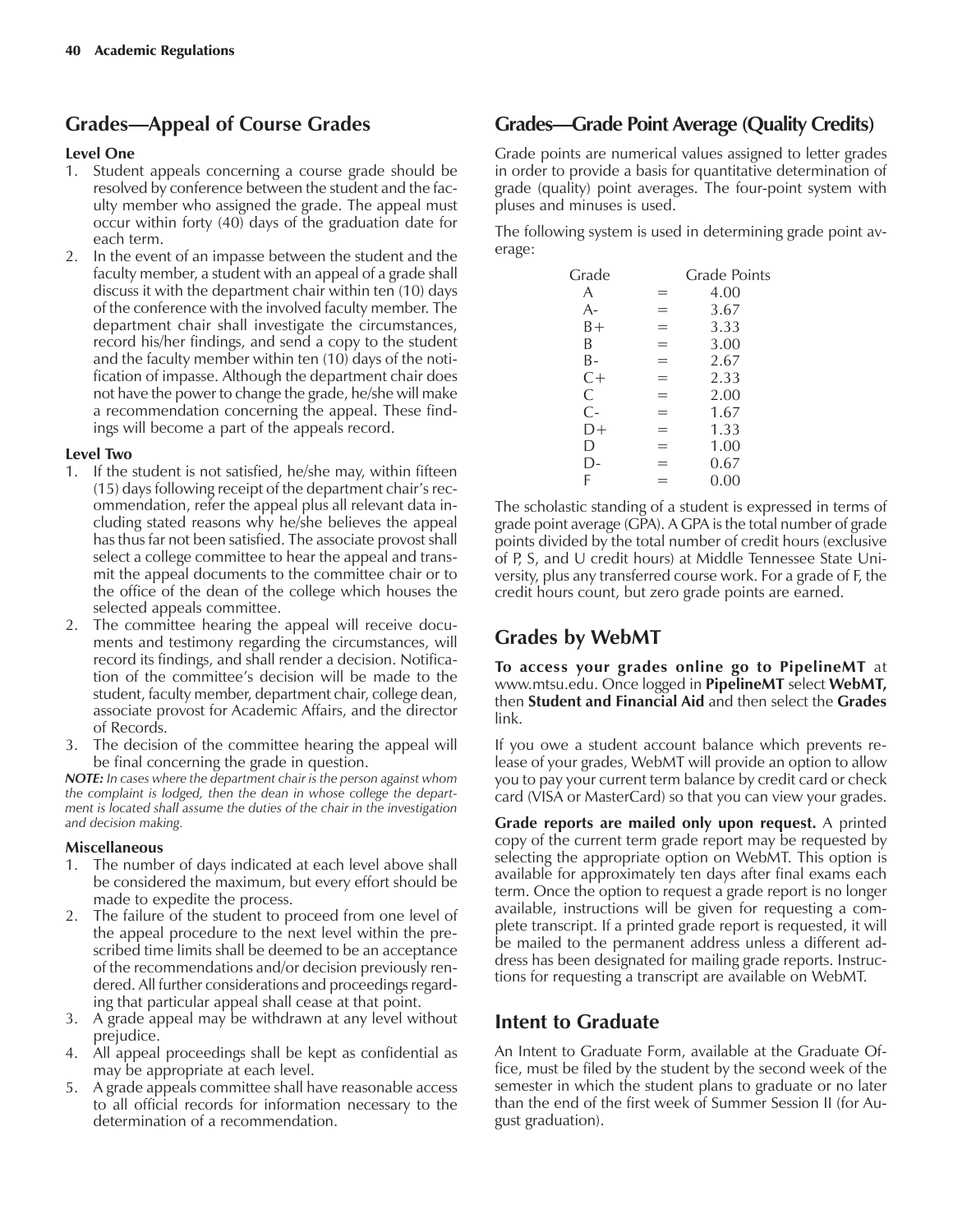## Grades—Appeal of Course Grades

**Level One**

1. Student appeals concerning a course grade should be resolved by conference between the student and the faculty member who assigned the grade. The appeal must occur within forty (40) days of the graduation date for each term.
2. In the event of an impasse between the student and the faculty member, a student with an appeal of a grade shall discuss it with the department chair within ten (10) days of the conference with the involved faculty member. The department chair shall investigate the circumstances, record his/her findings, and send a copy to the student and the faculty member within ten (10) days of the notification of impasse. Although the department chair does not have the power to change the grade, he/she will make a recommendation concerning the appeal. These findings will become a part of the appeals record.

**Level Two**

1. If the student is not satisfied, he/she may, within fifteen (15) days following receipt of the department chair's recommendation, refer the appeal plus all relevant data including stated reasons why he/she believes the appeal has thus far not been satisfied. The associate provost shall select a college committee to hear the appeal and transmit the appeal documents to the committee chair or to the office of the dean of the college which houses the selected appeals committee.
2. The committee hearing the appeal will receive documents and testimony regarding the circumstances, will record its findings, and shall render a decision. Notification of the committee's decision will be made to the student, faculty member, department chair, college dean, associate provost for Academic Affairs, and the director of Records.
3. The decision of the committee hearing the appeal will be final concerning the grade in question.

***NOTE:*** *In cases where the department chair is the person against whom the complaint is lodged, then the dean in whose college the department is located shall assume the duties of the chair in the investigation and decision making.*

**Miscellaneous**

1. The number of days indicated at each level above shall be considered the maximum, but every effort should be made to expedite the process.
2. The failure of the student to proceed from one level of the appeal procedure to the next level within the prescribed time limits shall be deemed to be an acceptance of the recommendations and/or decision previously rendered. All further considerations and proceedings regarding that particular appeal shall cease at that point.
3. A grade appeal may be withdrawn at any level without prejudice.
4. All appeal proceedings shall be kept as confidential as may be appropriate at each level.
5. A grade appeals committee shall have reasonable access to all official records for information necessary to the determination of a recommendation.

## Grades—Grade Point Average (Quality Credits)

Grade points are numerical values assigned to letter grades in order to provide a basis for quantitative determination of grade (quality) point averages. The four-point system with pluses and minuses is used.

The following system is used in determining grade point average:

| Grade | | Grade Points |
|---|---|---|
| A | = | 4.00 |
| A- | = | 3.67 |
| B+ | = | 3.33 |
| B | = | 3.00 |
| B- | = | 2.67 |
| C+ | = | 2.33 |
| C | = | 2.00 |
| C- | = | 1.67 |
| D+ | = | 1.33 |
| D | = | 1.00 |
| D- | = | 0.67 |
| F | = | 0.00 |

The scholastic standing of a student is expressed in terms of grade point average (GPA). A GPA is the total number of grade points divided by the total number of credit hours (exclusive of P, S, and U credit hours) at Middle Tennessee State University, plus any transferred course work. For a grade of F, the credit hours count, but zero grade points are earned.

## Grades by WebMT

**To access your grades online go to PipelineMT** at www.mtsu.edu. Once logged in **PipelineMT** select **WebMT,** then **Student and Financial Aid** and then select the **Grades** link.

If you owe a student account balance which prevents release of your grades, WebMT will provide an option to allow you to pay your current term balance by credit card or check card (VISA or MasterCard) so that you can view your grades.

**Grade reports are mailed only upon request.** A printed copy of the current term grade report may be requested by selecting the appropriate option on WebMT. This option is available for approximately ten days after final exams each term. Once the option to request a grade report is no longer available, instructions will be given for requesting a complete transcript. If a printed grade report is requested, it will be mailed to the permanent address unless a different address has been designated for mailing grade reports. Instructions for requesting a transcript are available on WebMT.

## Intent to Graduate

An Intent to Graduate Form, available at the Graduate Office, must be filed by the student by the second week of the semester in which the student plans to graduate or no later than the end of the first week of Summer Session II (for August graduation).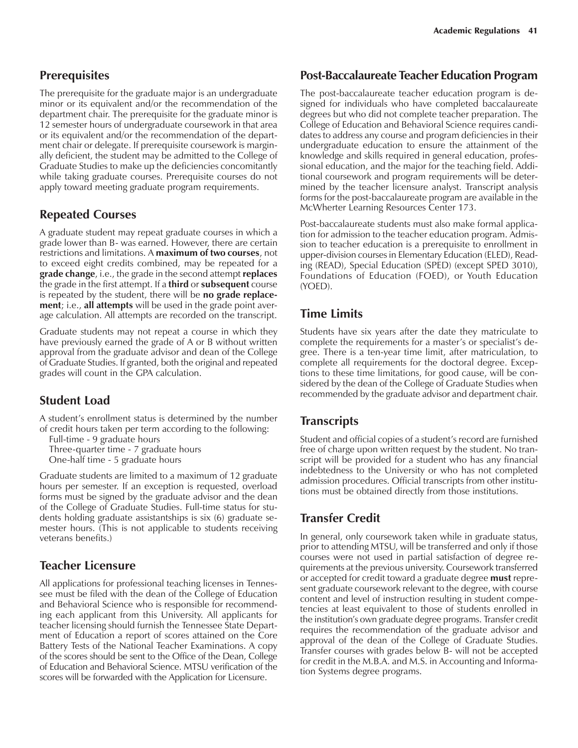## Prerequisites

The prerequisite for the graduate major is an undergraduate minor or its equivalent and/or the recommendation of the department chair. The prerequisite for the graduate minor is 12 semester hours of undergraduate coursework in that area or its equivalent and/or the recommendation of the department chair or delegate. If prerequisite coursework is marginally deficient, the student may be admitted to the College of Graduate Studies to make up the deficiencies concomitantly while taking graduate courses. Prerequisite courses do not apply toward meeting graduate program requirements.

## Repeated Courses

A graduate student may repeat graduate courses in which a grade lower than B- was earned. However, there are certain restrictions and limitations. A **maximum of two courses**, not to exceed eight credits combined, may be repeated for a **grade change**, i.e., the grade in the second attempt **replaces** the grade in the first attempt. If a **third** or **subsequent** course is repeated by the student, there will be **no grade replacement**; i.e., **all attempts** will be used in the grade point average calculation. All attempts are recorded on the transcript.

Graduate students may not repeat a course in which they have previously earned the grade of A or B without written approval from the graduate advisor and dean of the College of Graduate Studies. If granted, both the original and repeated grades will count in the GPA calculation.

## Student Load

A student's enrollment status is determined by the number of credit hours taken per term according to the following:

Full-time - 9 graduate hours
Three-quarter time - 7 graduate hours
One-half time - 5 graduate hours

Graduate students are limited to a maximum of 12 graduate hours per semester. If an exception is requested, overload forms must be signed by the graduate advisor and the dean of the College of Graduate Studies. Full-time status for students holding graduate assistantships is six (6) graduate semester hours. (This is not applicable to students receiving veterans benefits.)

## Teacher Licensure

All applications for professional teaching licenses in Tennessee must be filed with the dean of the College of Education and Behavioral Science who is responsible for recommending each applicant from this University. All applicants for teacher licensing should furnish the Tennessee State Department of Education a report of scores attained on the Core Battery Tests of the National Teacher Examinations. A copy of the scores should be sent to the Office of the Dean, College of Education and Behavioral Science. MTSU verification of the scores will be forwarded with the Application for Licensure.

## Post-Baccalaureate Teacher Education Program

The post-baccalaureate teacher education program is designed for individuals who have completed baccalaureate degrees but who did not complete teacher preparation. The College of Education and Behavioral Science requires candidates to address any course and program deficiencies in their undergraduate education to ensure the attainment of the knowledge and skills required in general education, professional education, and the major for the teaching field. Additional coursework and program requirements will be determined by the teacher licensure analyst. Transcript analysis forms for the post-baccalaureate program are available in the McWherter Learning Resources Center 173.

Post-baccalaureate students must also make formal application for admission to the teacher education program. Admission to teacher education is a prerequisite to enrollment in upper-division courses in Elementary Education (ELED), Reading (READ), Special Education (SPED) (except SPED 3010), Foundations of Education (FOED), or Youth Education (YOED).

## Time Limits

Students have six years after the date they matriculate to complete the requirements for a master's or specialist's degree. There is a ten-year time limit, after matriculation, to complete all requirements for the doctoral degree. Exceptions to these time limitations, for good cause, will be considered by the dean of the College of Graduate Studies when recommended by the graduate advisor and department chair.

## Transcripts

Student and official copies of a student's record are furnished free of charge upon written request by the student. No transcript will be provided for a student who has any financial indebtedness to the University or who has not completed admission procedures. Official transcripts from other institutions must be obtained directly from those institutions.

## Transfer Credit

In general, only coursework taken while in graduate status, prior to attending MTSU, will be transferred and only if those courses were not used in partial satisfaction of degree requirements at the previous university. Coursework transferred or accepted for credit toward a graduate degree **must** represent graduate coursework relevant to the degree, with course content and level of instruction resulting in student competencies at least equivalent to those of students enrolled in the institution's own graduate degree programs. Transfer credit requires the recommendation of the graduate advisor and approval of the dean of the College of Graduate Studies. Transfer courses with grades below B- will not be accepted for credit in the M.B.A. and M.S. in Accounting and Information Systems degree programs.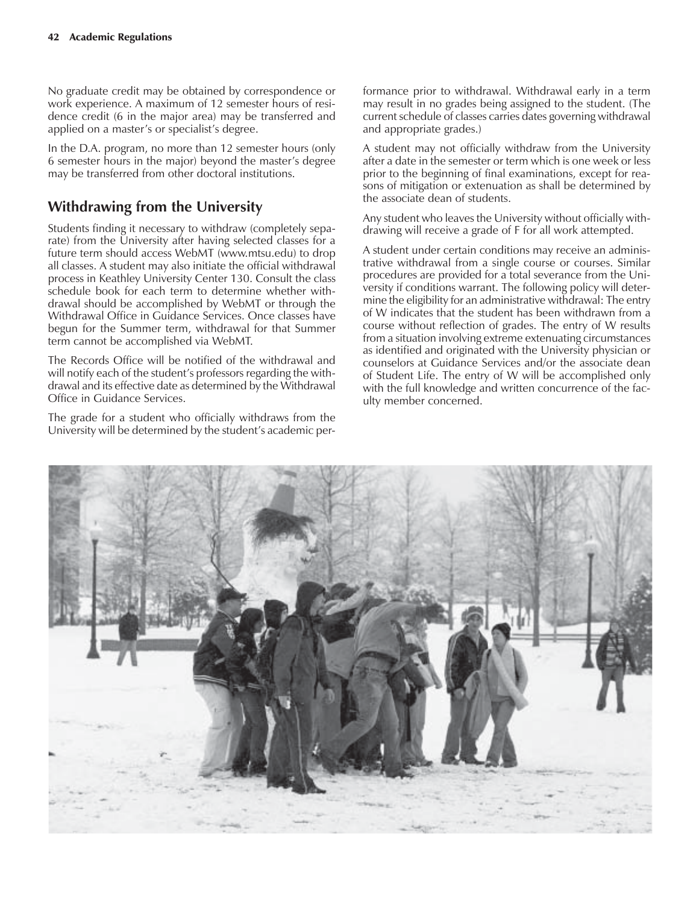No graduate credit may be obtained by correspondence or work experience. A maximum of 12 semester hours of residence credit (6 in the major area) may be transferred and applied on a master's or specialist's degree.

In the D.A. program, no more than 12 semester hours (only 6 semester hours in the major) beyond the master's degree may be transferred from other doctoral institutions.

## Withdrawing from the University

Students finding it necessary to withdraw (completely separate) from the University after having selected classes for a future term should access WebMT (www.mtsu.edu) to drop all classes. A student may also initiate the official withdrawal process in Keathley University Center 130. Consult the class schedule book for each term to determine whether withdrawal should be accomplished by WebMT or through the Withdrawal Office in Guidance Services. Once classes have begun for the Summer term, withdrawal for that Summer term cannot be accomplished via WebMT.

The Records Office will be notified of the withdrawal and will notify each of the student's professors regarding the withdrawal and its effective date as determined by the Withdrawal Office in Guidance Services.

The grade for a student who officially withdraws from the University will be determined by the student's academic performance prior to withdrawal. Withdrawal early in a term may result in no grades being assigned to the student. (The current schedule of classes carries dates governing withdrawal and appropriate grades.)

A student may not officially withdraw from the University after a date in the semester or term which is one week or less prior to the beginning of final examinations, except for reasons of mitigation or extenuation as shall be determined by the associate dean of students.

Any student who leaves the University without officially withdrawing will receive a grade of F for all work attempted.

A student under certain conditions may receive an administrative withdrawal from a single course or courses. Similar procedures are provided for a total severance from the University if conditions warrant. The following policy will determine the eligibility for an administrative withdrawal: The entry of W indicates that the student has been withdrawn from a course without reflection of grades. The entry of W results from a situation involving extreme extenuating circumstances as identified and originated with the University physician or counselors at Guidance Services and/or the associate dean of Student Life. The entry of W will be accomplished only with the full knowledge and written concurrence of the faculty member concerned.